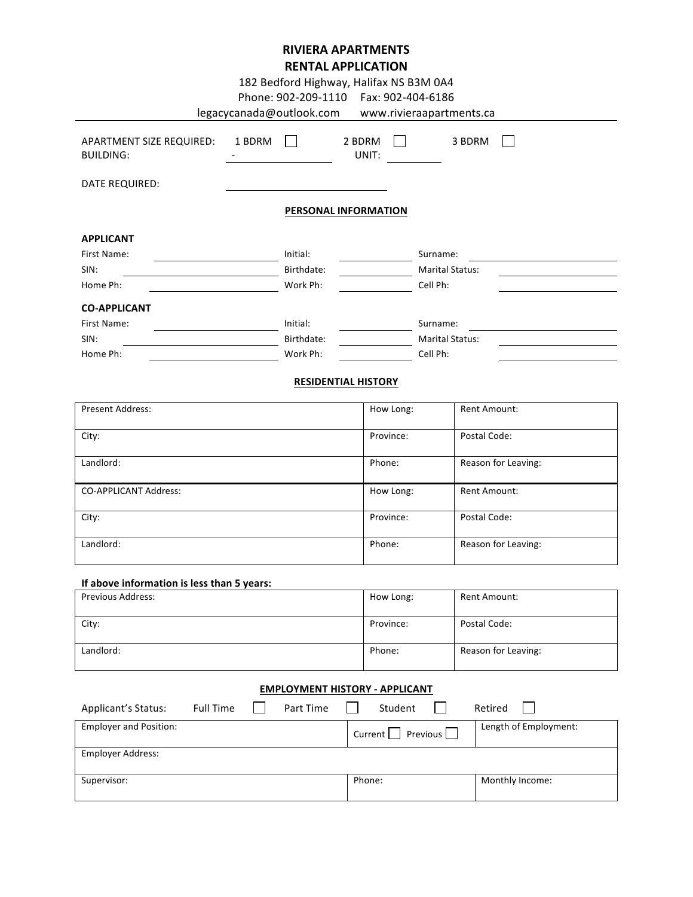# RIVIERA APARTMENTS
# RENTAL APPLICATION

182 Bedford Highway, Halifax NS B3M 0A4
Phone: 902-209-1110 Fax: 902-404-6186
legacycanada@outlook.com www.rivieraapartments.ca

---

APARTMENT SIZE REQUIRED: 1 BDRM ☐ 2 BDRM ☐ 3 BDRM ☐

BUILDING: - ____________ UNIT: ____________

DATE REQUIRED: ____________

## PERSONAL INFORMATION

### APPLICANT

First Name: ____________ Initial: ____________ Surname: ____________

SIN: ____________ Birthdate: ____________ Marital Status: ____________

Home Ph: ____________ Work Ph: ____________ Cell Ph: ____________

### CO-APPLICANT

First Name: ____________ Initial: ____________ Surname: ____________

SIN: ____________ Birthdate: ____________ Marital Status: ____________

Home Ph: ____________ Work Ph: ____________ Cell Ph: ____________

## RESIDENTIAL HISTORY

| Present Address: | How Long: | Rent Amount: |
|---|---|---|
| City: | Province: | Postal Code: |
| Landlord: | Phone: | Reason for Leaving: |
| CO-APPLICANT Address: | How Long: | Rent Amount: |
| City: | Province: | Postal Code: |
| Landlord: | Phone: | Reason for Leaving: |

**If above information is less than 5 years:**

| Previous Address: | How Long: | Rent Amount: |
|---|---|---|
| City: | Province: | Postal Code: |
| Landlord: | Phone: | Reason for Leaving: |

## EMPLOYMENT HISTORY - APPLICANT

Applicant's Status: Full Time ☐ Part Time ☐ Student ☐ Retired ☐

| Employer and Position: | Current ☐ Previous ☐ | Length of Employment: |
|---|---|---|
| Employer Address: | | |
| Supervisor: | Phone: | Monthly Income: |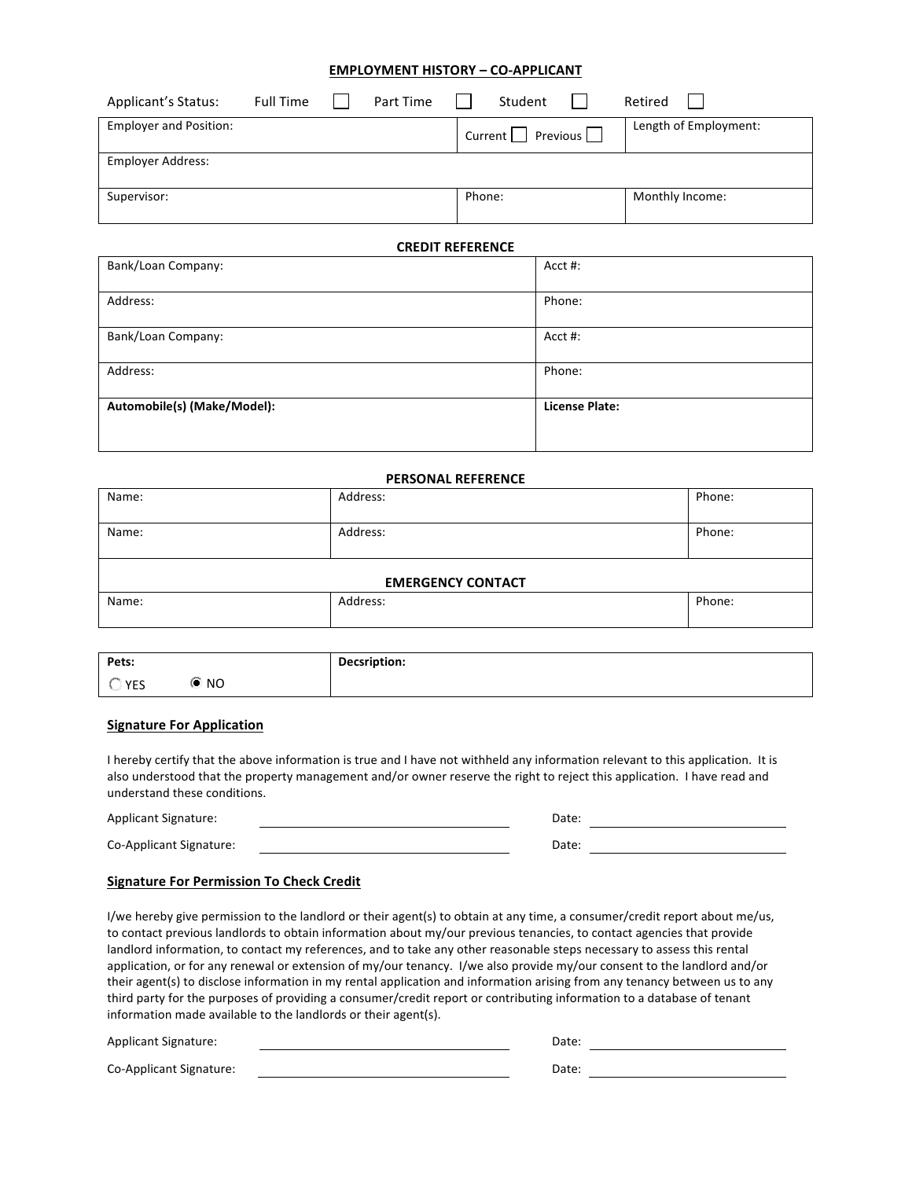## EMPLOYMENT HISTORY – CO-APPLICANT

Applicant's Status: Full Time ☐ Part Time ☐ Student ☐ Retired ☐

| | | |
|---|---|---|
| Employer and Position: | Current ☐ Previous ☐ | Length of Employment: |
| Employer Address: | | |
| Supervisor: | Phone: | Monthly Income: |

## CREDIT REFERENCE

| | |
|---|---|
| Bank/Loan Company: | Acct #: |
| Address: | Phone: |
| Bank/Loan Company: | Acct #: |
| Address: | Phone: |
| **Automobile(s) (Make/Model):** | **License Plate:** |

## PERSONAL REFERENCE

| | | |
|---|---|---|
| Name: | Address: | Phone: |
| Name: | Address: | Phone: |

## EMERGENCY CONTACT

| | | |
|---|---|---|
| Name: | Address: | Phone: |

| | |
|---|---|
| **Pets:** ○ YES ◉ NO | **Decsription:** |

### Signature For Application

I hereby certify that the above information is true and I have not withheld any information relevant to this application. It is also understood that the property management and/or owner reserve the right to reject this application. I have read and understand these conditions.

Applicant Signature: ______________________ Date: ______________________

Co-Applicant Signature: ______________________ Date: ______________________

### Signature For Permission To Check Credit

I/we hereby give permission to the landlord or their agent(s) to obtain at any time, a consumer/credit report about me/us, to contact previous landlords to obtain information about my/our previous tenancies, to contact agencies that provide landlord information, to contact my references, and to take any other reasonable steps necessary to assess this rental application, or for any renewal or extension of my/our tenancy. I/we also provide my/our consent to the landlord and/or their agent(s) to disclose information in my rental application and information arising from any tenancy between us to any third party for the purposes of providing a consumer/credit report or contributing information to a database of tenant information made available to the landlords or their agent(s).

Applicant Signature: ______________________ Date: ______________________

Co-Applicant Signature: ______________________ Date: ______________________